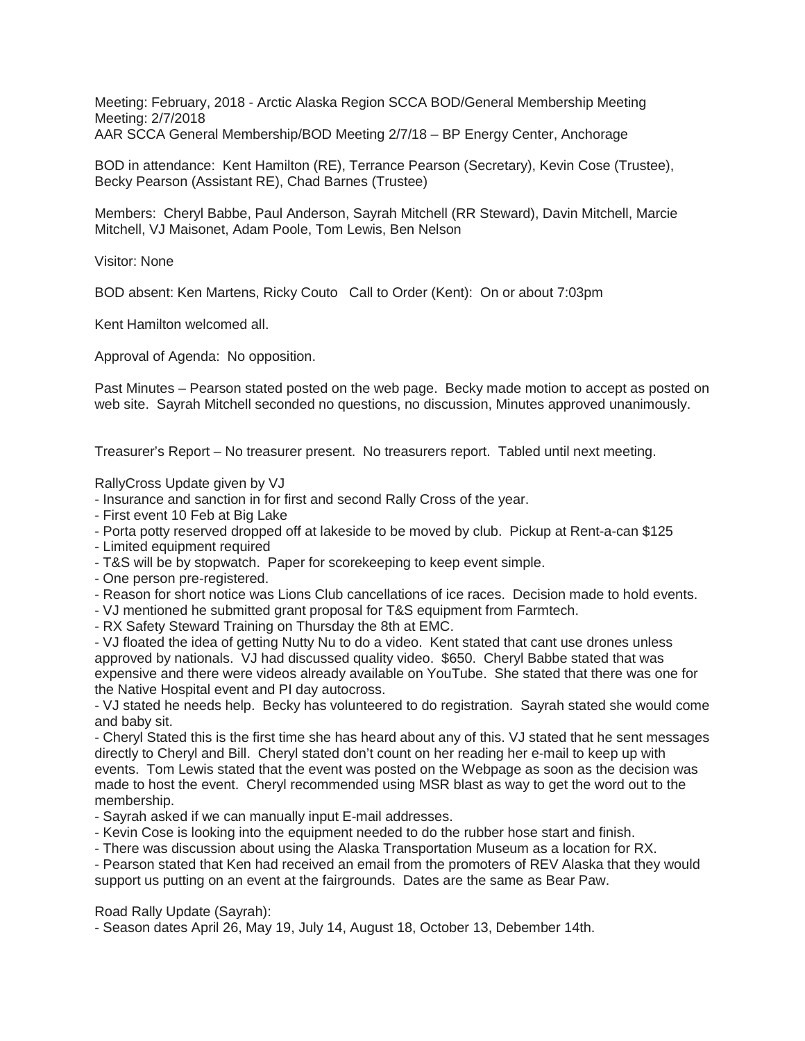Meeting: February, 2018 - Arctic Alaska Region SCCA BOD/General Membership Meeting
Meeting: 2/7/2018
AAR SCCA General Membership/BOD Meeting 2/7/18 – BP Energy Center, Anchorage

BOD in attendance: Kent Hamilton (RE), Terrance Pearson (Secretary), Kevin Cose (Trustee), Becky Pearson (Assistant RE), Chad Barnes (Trustee)

Members: Cheryl Babbe, Paul Anderson, Sayrah Mitchell (RR Steward), Davin Mitchell, Marcie Mitchell, VJ Maisonet, Adam Poole, Tom Lewis, Ben Nelson

Visitor: None

BOD absent: Ken Martens, Ricky Couto Call to Order (Kent): On or about 7:03pm

Kent Hamilton welcomed all.

Approval of Agenda: No opposition.

Past Minutes – Pearson stated posted on the web page. Becky made motion to accept as posted on web site. Sayrah Mitchell seconded no questions, no discussion, Minutes approved unanimously.

Treasurer's Report – No treasurer present. No treasurers report. Tabled until next meeting.

RallyCross Update given by VJ

- Insurance and sanction in for first and second Rally Cross of the year.
- First event 10 Feb at Big Lake
- Porta potty reserved dropped off at lakeside to be moved by club. Pickup at Rent-a-can $125
- Limited equipment required
- T&S will be by stopwatch. Paper for scorekeeping to keep event simple.
- One person pre-registered.
- Reason for short notice was Lions Club cancellations of ice races. Decision made to hold events.
- VJ mentioned he submitted grant proposal for T&S equipment from Farmtech.
- RX Safety Steward Training on Thursday the 8th at EMC.
- VJ floated the idea of getting Nutty Nu to do a video. Kent stated that cant use drones unless approved by nationals. VJ had discussed quality video. $650. Cheryl Babbe stated that was expensive and there were videos already available on YouTube. She stated that there was one for the Native Hospital event and PI day autocross.
- VJ stated he needs help. Becky has volunteered to do registration. Sayrah stated she would come and baby sit.
- Cheryl Stated this is the first time she has heard about any of this. VJ stated that he sent messages directly to Cheryl and Bill. Cheryl stated don't count on her reading her e-mail to keep up with events. Tom Lewis stated that the event was posted on the Webpage as soon as the decision was made to host the event. Cheryl recommended using MSR blast as way to get the word out to the membership.
- Sayrah asked if we can manually input E-mail addresses.
- Kevin Cose is looking into the equipment needed to do the rubber hose start and finish.
- There was discussion about using the Alaska Transportation Museum as a location for RX.
- Pearson stated that Ken had received an email from the promoters of REV Alaska that they would support us putting on an event at the fairgrounds. Dates are the same as Bear Paw.

Road Rally Update (Sayrah):

- Season dates April 26, May 19, July 14, August 18, October 13, Debember 14th.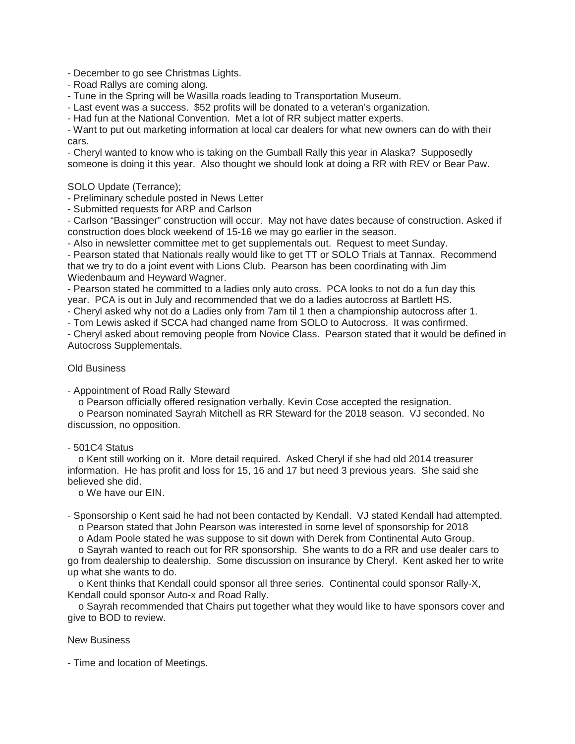- December to go see Christmas Lights.
- Road Rallys are coming along.
- Tune in the Spring will be Wasilla roads leading to Transportation Museum.
- Last event was a success. $52 profits will be donated to a veteran's organization.
- Had fun at the National Convention. Met a lot of RR subject matter experts.
- Want to put out marketing information at local car dealers for what new owners can do with their cars.
- Cheryl wanted to know who is taking on the Gumball Rally this year in Alaska? Supposedly someone is doing it this year. Also thought we should look at doing a RR with REV or Bear Paw.

SOLO Update (Terrance);

- Preliminary schedule posted in News Letter
- Submitted requests for ARP and Carlson
- Carlson "Bassinger" construction will occur. May not have dates because of construction. Asked if construction does block weekend of 15-16 we may go earlier in the season.
- Also in newsletter committee met to get supplementals out. Request to meet Sunday.
- Pearson stated that Nationals really would like to get TT or SOLO Trials at Tannax. Recommend that we try to do a joint event with Lions Club. Pearson has been coordinating with Jim Wiedenbaum and Heyward Wagner.
- Pearson stated he committed to a ladies only auto cross. PCA looks to not do a fun day this year. PCA is out in July and recommended that we do a ladies autocross at Bartlett HS.
- Cheryl asked why not do a Ladies only from 7am til 1 then a championship autocross after 1.
- Tom Lewis asked if SCCA had changed name from SOLO to Autocross. It was confirmed.
- Cheryl asked about removing people from Novice Class. Pearson stated that it would be defined in Autocross Supplementals.

Old Business

- Appointment of Road Rally Steward
  - Pearson officially offered resignation verbally. Kevin Cose accepted the resignation.
  - Pearson nominated Sayrah Mitchell as RR Steward for the 2018 season. VJ seconded. No discussion, no opposition.

- 501C4 Status
  - Kent still working on it. More detail required. Asked Cheryl if she had old 2014 treasurer information. He has profit and loss for 15, 16 and 17 but need 3 previous years. She said she believed she did.
  - We have our EIN.

- Sponsorship o Kent said he had not been contacted by Kendall. VJ stated Kendall had attempted.
  - Pearson stated that John Pearson was interested in some level of sponsorship for 2018
  - Adam Poole stated he was suppose to sit down with Derek from Continental Auto Group.
  - Sayrah wanted to reach out for RR sponsorship. She wants to do a RR and use dealer cars to go from dealership to dealership. Some discussion on insurance by Cheryl. Kent asked her to write up what she wants to do.
  - Kent thinks that Kendall could sponsor all three series. Continental could sponsor Rally-X, Kendall could sponsor Auto-x and Road Rally.
  - Sayrah recommended that Chairs put together what they would like to have sponsors cover and give to BOD to review.

New Business

- Time and location of Meetings.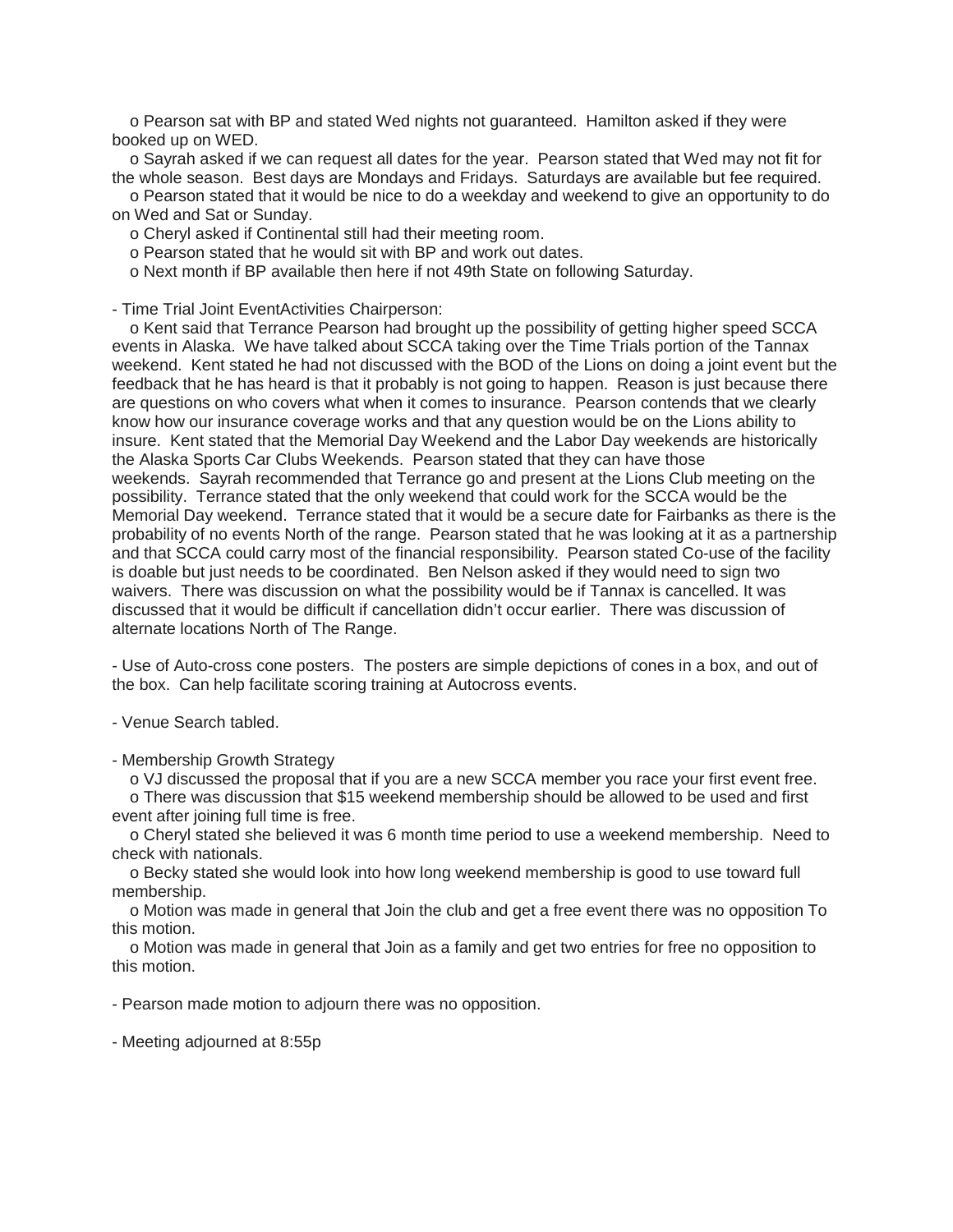- o Pearson sat with BP and stated Wed nights not guaranteed. Hamilton asked if they were booked up on WED.
- o Sayrah asked if we can request all dates for the year. Pearson stated that Wed may not fit for the whole season. Best days are Mondays and Fridays. Saturdays are available but fee required.
- o Pearson stated that it would be nice to do a weekday and weekend to give an opportunity to do on Wed and Sat or Sunday.
- o Cheryl asked if Continental still had their meeting room.
- o Pearson stated that he would sit with BP and work out dates.
- o Next month if BP available then here if not 49th State on following Saturday.

- Time Trial Joint EventActivities Chairperson:

o Kent said that Terrance Pearson had brought up the possibility of getting higher speed SCCA events in Alaska. We have talked about SCCA taking over the Time Trials portion of the Tannax weekend. Kent stated he had not discussed with the BOD of the Lions on doing a joint event but the feedback that he has heard is that it probably is not going to happen. Reason is just because there are questions on who covers what when it comes to insurance. Pearson contends that we clearly know how our insurance coverage works and that any question would be on the Lions ability to insure. Kent stated that the Memorial Day Weekend and the Labor Day weekends are historically the Alaska Sports Car Clubs Weekends. Pearson stated that they can have those weekends. Sayrah recommended that Terrance go and present at the Lions Club meeting on the possibility. Terrance stated that the only weekend that could work for the SCCA would be the Memorial Day weekend. Terrance stated that it would be a secure date for Fairbanks as there is the probability of no events North of the range. Pearson stated that he was looking at it as a partnership and that SCCA could carry most of the financial responsibility. Pearson stated Co-use of the facility is doable but just needs to be coordinated. Ben Nelson asked if they would need to sign two waivers. There was discussion on what the possibility would be if Tannax is cancelled. It was discussed that it would be difficult if cancellation didn't occur earlier. There was discussion of alternate locations North of The Range.

- Use of Auto-cross cone posters. The posters are simple depictions of cones in a box, and out of the box. Can help facilitate scoring training at Autocross events.

- Venue Search tabled.

- Membership Growth Strategy
  - o VJ discussed the proposal that if you are a new SCCA member you race your first event free.
  - o There was discussion that $15 weekend membership should be allowed to be used and first event after joining full time is free.
  - o Cheryl stated she believed it was 6 month time period to use a weekend membership. Need to check with nationals.
  - o Becky stated she would look into how long weekend membership is good to use toward full membership.
  - o Motion was made in general that Join the club and get a free event there was no opposition To this motion.
  - o Motion was made in general that Join as a family and get two entries for free no opposition to this motion.

- Pearson made motion to adjourn there was no opposition.

- Meeting adjourned at 8:55p